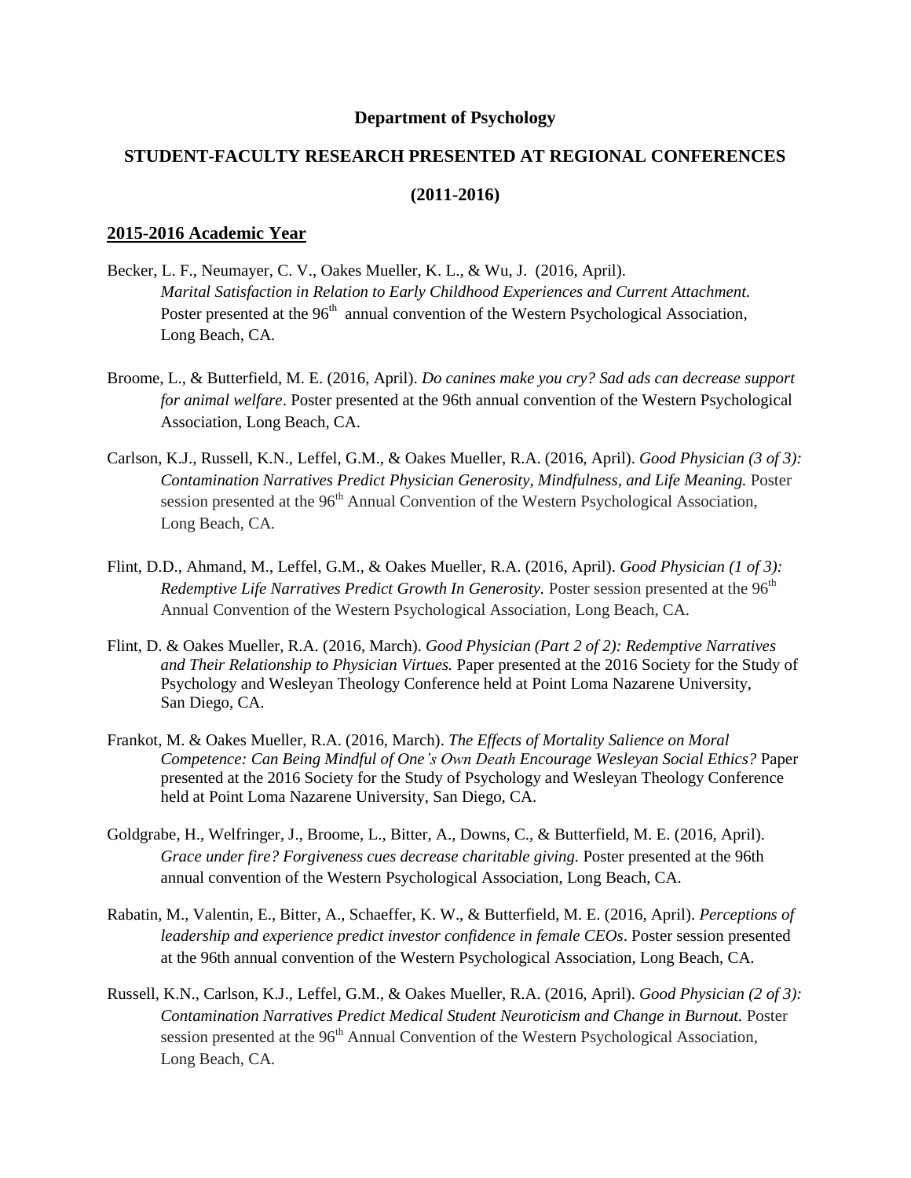**Department of Psychology**

**STUDENT-FACULTY RESEARCH PRESENTED AT REGIONAL CONFERENCES**

**(2011-2016)**

## 2015-2016 Academic Year

Becker, L. F., Neumayer, C. V., Oakes Mueller, K. L., & Wu, J. (2016, April). *Marital Satisfaction in Relation to Early Childhood Experiences and Current Attachment.* Poster presented at the 96th annual convention of the Western Psychological Association, Long Beach, CA.

Broome, L., & Butterfield, M. E. (2016, April). *Do canines make you cry? Sad ads can decrease support for animal welfare*. Poster presented at the 96th annual convention of the Western Psychological Association, Long Beach, CA.

Carlson, K.J., Russell, K.N., Leffel, G.M., & Oakes Mueller, R.A. (2016, April). *Good Physician (3 of 3): Contamination Narratives Predict Physician Generosity, Mindfulness, and Life Meaning.* Poster session presented at the 96th Annual Convention of the Western Psychological Association, Long Beach, CA.

Flint, D.D., Ahmand, M., Leffel, G.M., & Oakes Mueller, R.A. (2016, April). *Good Physician (1 of 3): Redemptive Life Narratives Predict Growth In Generosity.* Poster session presented at the 96th Annual Convention of the Western Psychological Association, Long Beach, CA.

Flint, D. & Oakes Mueller, R.A. (2016, March). *Good Physician (Part 2 of 2): Redemptive Narratives and Their Relationship to Physician Virtues.* Paper presented at the 2016 Society for the Study of Psychology and Wesleyan Theology Conference held at Point Loma Nazarene University, San Diego, CA.

Frankot, M. & Oakes Mueller, R.A. (2016, March). *The Effects of Mortality Salience on Moral Competence: Can Being Mindful of One's Own Death Encourage Wesleyan Social Ethics?* Paper presented at the 2016 Society for the Study of Psychology and Wesleyan Theology Conference held at Point Loma Nazarene University, San Diego, CA.

Goldgrabe, H., Welfringer, J., Broome, L., Bitter, A., Downs, C., & Butterfield, M. E. (2016, April). *Grace under fire? Forgiveness cues decrease charitable giving.* Poster presented at the 96th annual convention of the Western Psychological Association, Long Beach, CA.

Rabatin, M., Valentin, E., Bitter, A., Schaeffer, K. W., & Butterfield, M. E. (2016, April). *Perceptions of leadership and experience predict investor confidence in female CEOs*. Poster session presented at the 96th annual convention of the Western Psychological Association, Long Beach, CA.

Russell, K.N., Carlson, K.J., Leffel, G.M., & Oakes Mueller, R.A. (2016, April). *Good Physician (2 of 3): Contamination Narratives Predict Medical Student Neuroticism and Change in Burnout.* Poster session presented at the 96th Annual Convention of the Western Psychological Association, Long Beach, CA.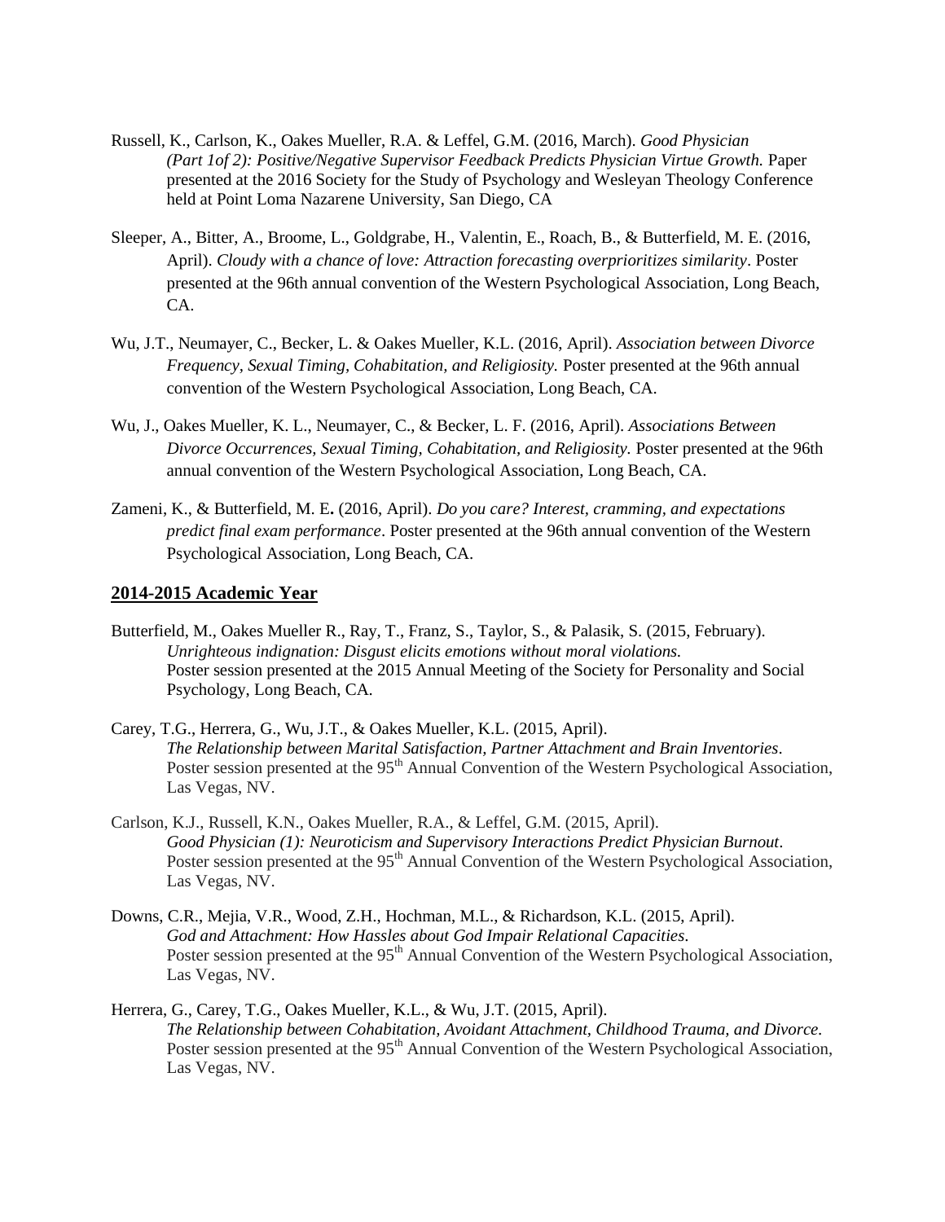Russell, K., Carlson, K., Oakes Mueller, R.A. & Leffel, G.M. (2016, March). *Good Physician (Part 1of 2): Positive/Negative Supervisor Feedback Predicts Physician Virtue Growth.* Paper presented at the 2016 Society for the Study of Psychology and Wesleyan Theology Conference held at Point Loma Nazarene University, San Diego, CA

Sleeper, A., Bitter, A., Broome, L., Goldgrabe, H., Valentin, E., Roach, B., & Butterfield, M. E. (2016, April). *Cloudy with a chance of love: Attraction forecasting overprioritizes similarity*. Poster presented at the 96th annual convention of the Western Psychological Association, Long Beach, CA.

Wu, J.T., Neumayer, C., Becker, L. & Oakes Mueller, K.L. (2016, April). *Association between Divorce Frequency, Sexual Timing, Cohabitation, and Religiosity.* Poster presented at the 96th annual convention of the Western Psychological Association, Long Beach, CA.

Wu, J., Oakes Mueller, K. L., Neumayer, C., & Becker, L. F. (2016, April). *Associations Between Divorce Occurrences, Sexual Timing, Cohabitation, and Religiosity.* Poster presented at the 96th annual convention of the Western Psychological Association, Long Beach, CA.

Zameni, K., & Butterfield, M. E**.** (2016, April). *Do you care? Interest, cramming, and expectations predict final exam performance*. Poster presented at the 96th annual convention of the Western Psychological Association, Long Beach, CA.

## 2014-2015 Academic Year

Butterfield, M., Oakes Mueller R., Ray, T., Franz, S., Taylor, S., & Palasik, S. (2015, February). *Unrighteous indignation: Disgust elicits emotions without moral violations.* Poster session presented at the 2015 Annual Meeting of the Society for Personality and Social Psychology, Long Beach, CA.

Carey, T.G., Herrera, G., Wu, J.T., & Oakes Mueller, K.L. (2015, April). *The Relationship between Marital Satisfaction, Partner Attachment and Brain Inventories*. Poster session presented at the 95th Annual Convention of the Western Psychological Association, Las Vegas, NV.

Carlson, K.J., Russell, K.N., Oakes Mueller, R.A., & Leffel, G.M. (2015, April). *Good Physician (1): Neuroticism and Supervisory Interactions Predict Physician Burnout*. Poster session presented at the 95th Annual Convention of the Western Psychological Association, Las Vegas, NV.

Downs, C.R., Mejia, V.R., Wood, Z.H., Hochman, M.L., & Richardson, K.L. (2015, April). *God and Attachment: How Hassles about God Impair Relational Capacities*. Poster session presented at the 95th Annual Convention of the Western Psychological Association, Las Vegas, NV.

Herrera, G., Carey, T.G., Oakes Mueller, K.L., & Wu, J.T. (2015, April). *The Relationship between Cohabitation, Avoidant Attachment, Childhood Trauma, and Divorce.* Poster session presented at the 95th Annual Convention of the Western Psychological Association, Las Vegas, NV.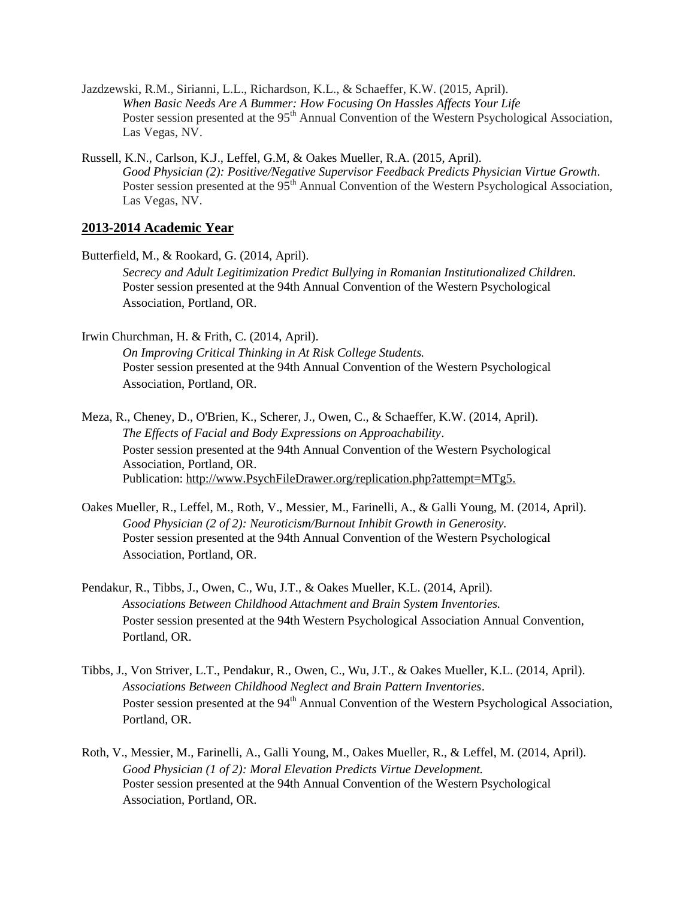Jazdzewski, R.M., Sirianni, L.L., Richardson, K.L., & Schaeffer, K.W. (2015, April).
*When Basic Needs Are A Bummer: How Focusing On Hassles Affects Your Life*
Poster session presented at the 95th Annual Convention of the Western Psychological Association, Las Vegas, NV.

Russell, K.N., Carlson, K.J., Leffel, G.M, & Oakes Mueller, R.A. (2015, April).
*Good Physician (2): Positive/Negative Supervisor Feedback Predicts Physician Virtue Growth*.
Poster session presented at the 95th Annual Convention of the Western Psychological Association, Las Vegas, NV.

## 2013-2014 Academic Year

Butterfield, M., & Rookard, G. (2014, April).
*Secrecy and Adult Legitimization Predict Bullying in Romanian Institutionalized Children.*
Poster session presented at the 94th Annual Convention of the Western Psychological Association, Portland, OR.

Irwin Churchman, H. & Frith, C. (2014, April).
*On Improving Critical Thinking in At Risk College Students.*
Poster session presented at the 94th Annual Convention of the Western Psychological Association, Portland, OR.

Meza, R., Cheney, D., O'Brien, K., Scherer, J., Owen, C., & Schaeffer, K.W. (2014, April).
*The Effects of Facial and Body Expressions on Approachability*.
Poster session presented at the 94th Annual Convention of the Western Psychological Association, Portland, OR.
Publication: http://www.PsychFileDrawer.org/replication.php?attempt=MTg5.

Oakes Mueller, R., Leffel, M., Roth, V., Messier, M., Farinelli, A., & Galli Young, M. (2014, April).
*Good Physician (2 of 2): Neuroticism/Burnout Inhibit Growth in Generosity.*
Poster session presented at the 94th Annual Convention of the Western Psychological Association, Portland, OR.

Pendakur, R., Tibbs, J., Owen, C., Wu, J.T., & Oakes Mueller, K.L. (2014, April).
*Associations Between Childhood Attachment and Brain System Inventories.*
Poster session presented at the 94th Western Psychological Association Annual Convention, Portland, OR.

Tibbs, J., Von Striver, L.T., Pendakur, R., Owen, C., Wu, J.T., & Oakes Mueller, K.L. (2014, April).
*Associations Between Childhood Neglect and Brain Pattern Inventories*.
Poster session presented at the 94th Annual Convention of the Western Psychological Association, Portland, OR.

Roth, V., Messier, M., Farinelli, A., Galli Young, M., Oakes Mueller, R., & Leffel, M. (2014, April).
*Good Physician (1 of 2): Moral Elevation Predicts Virtue Development.*
Poster session presented at the 94th Annual Convention of the Western Psychological Association, Portland, OR.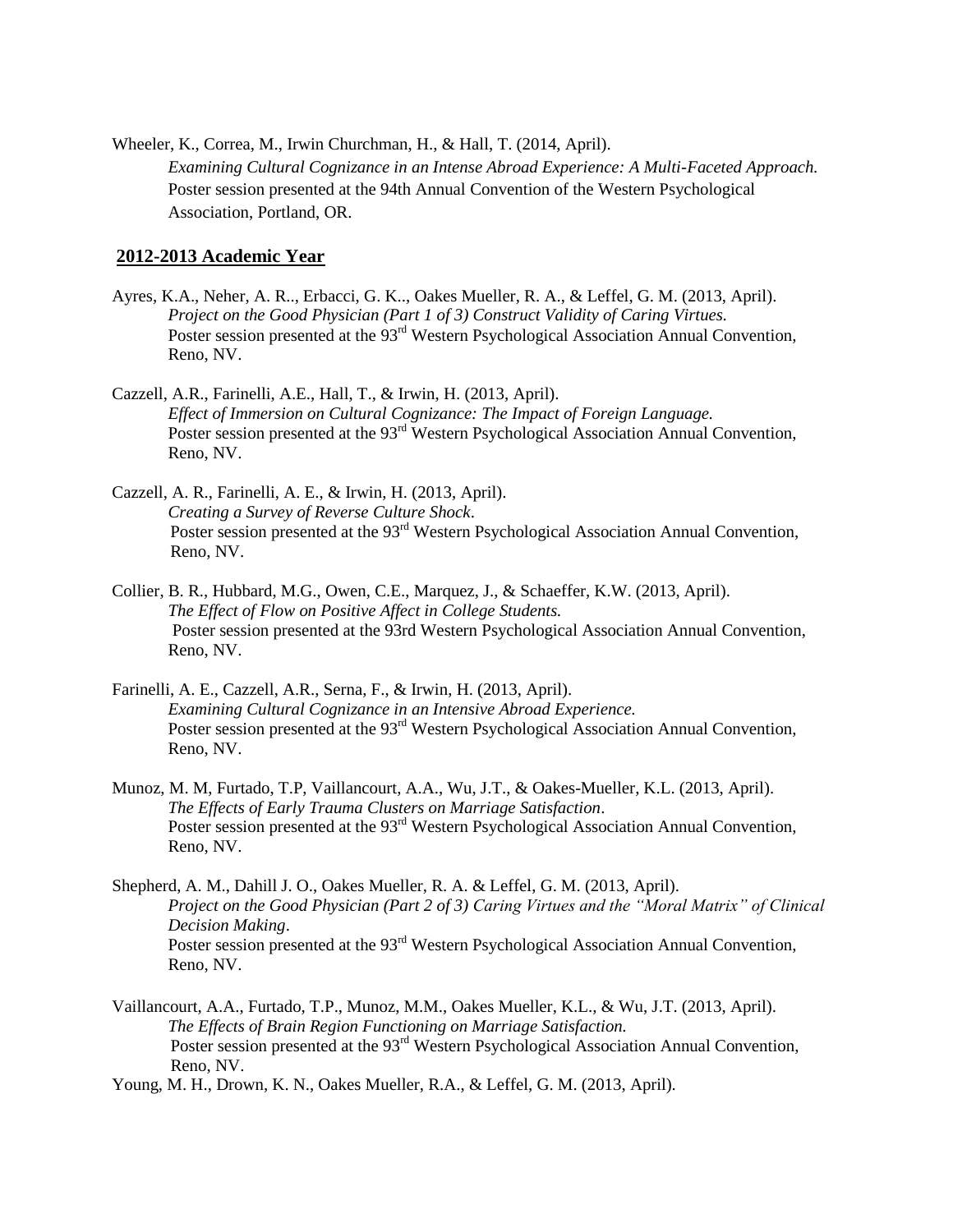Wheeler, K., Correa, M., Irwin Churchman, H., & Hall, T. (2014, April). *Examining Cultural Cognizance in an Intense Abroad Experience: A Multi-Faceted Approach.* Poster session presented at the 94th Annual Convention of the Western Psychological Association, Portland, OR.

## 2012-2013 Academic Year

Ayres, K.A., Neher, A. R.., Erbacci, G. K.., Oakes Mueller, R. A., & Leffel, G. M. (2013, April). *Project on the Good Physician (Part 1 of 3) Construct Validity of Caring Virtues.* Poster session presented at the 93rd Western Psychological Association Annual Convention, Reno, NV.

Cazzell, A.R., Farinelli, A.E., Hall, T., & Irwin, H. (2013, April). *Effect of Immersion on Cultural Cognizance: The Impact of Foreign Language.* Poster session presented at the 93rd Western Psychological Association Annual Convention, Reno, NV.

Cazzell, A. R., Farinelli, A. E., & Irwin, H. (2013, April). *Creating a Survey of Reverse Culture Shock*. Poster session presented at the 93rd Western Psychological Association Annual Convention, Reno, NV.

Collier, B. R., Hubbard, M.G., Owen, C.E., Marquez, J., & Schaeffer, K.W. (2013, April). *The Effect of Flow on Positive Affect in College Students.* Poster session presented at the 93rd Western Psychological Association Annual Convention, Reno, NV.

Farinelli, A. E., Cazzell, A.R., Serna, F., & Irwin, H. (2013, April). *Examining Cultural Cognizance in an Intensive Abroad Experience.* Poster session presented at the 93rd Western Psychological Association Annual Convention, Reno, NV.

Munoz, M. M, Furtado, T.P, Vaillancourt, A.A., Wu, J.T., & Oakes-Mueller, K.L. (2013, April). *The Effects of Early Trauma Clusters on Marriage Satisfaction*. Poster session presented at the 93rd Western Psychological Association Annual Convention, Reno, NV.

Shepherd, A. M., Dahill J. O., Oakes Mueller, R. A. & Leffel, G. M. (2013, April). *Project on the Good Physician (Part 2 of 3) Caring Virtues and the "Moral Matrix" of Clinical Decision Making*. Poster session presented at the 93rd Western Psychological Association Annual Convention, Reno, NV.

Vaillancourt, A.A., Furtado, T.P., Munoz, M.M., Oakes Mueller, K.L., & Wu, J.T. (2013, April). *The Effects of Brain Region Functioning on Marriage Satisfaction.* Poster session presented at the 93rd Western Psychological Association Annual Convention, Reno, NV.

Young, M. H., Drown, K. N., Oakes Mueller, R.A., & Leffel, G. M. (2013, April).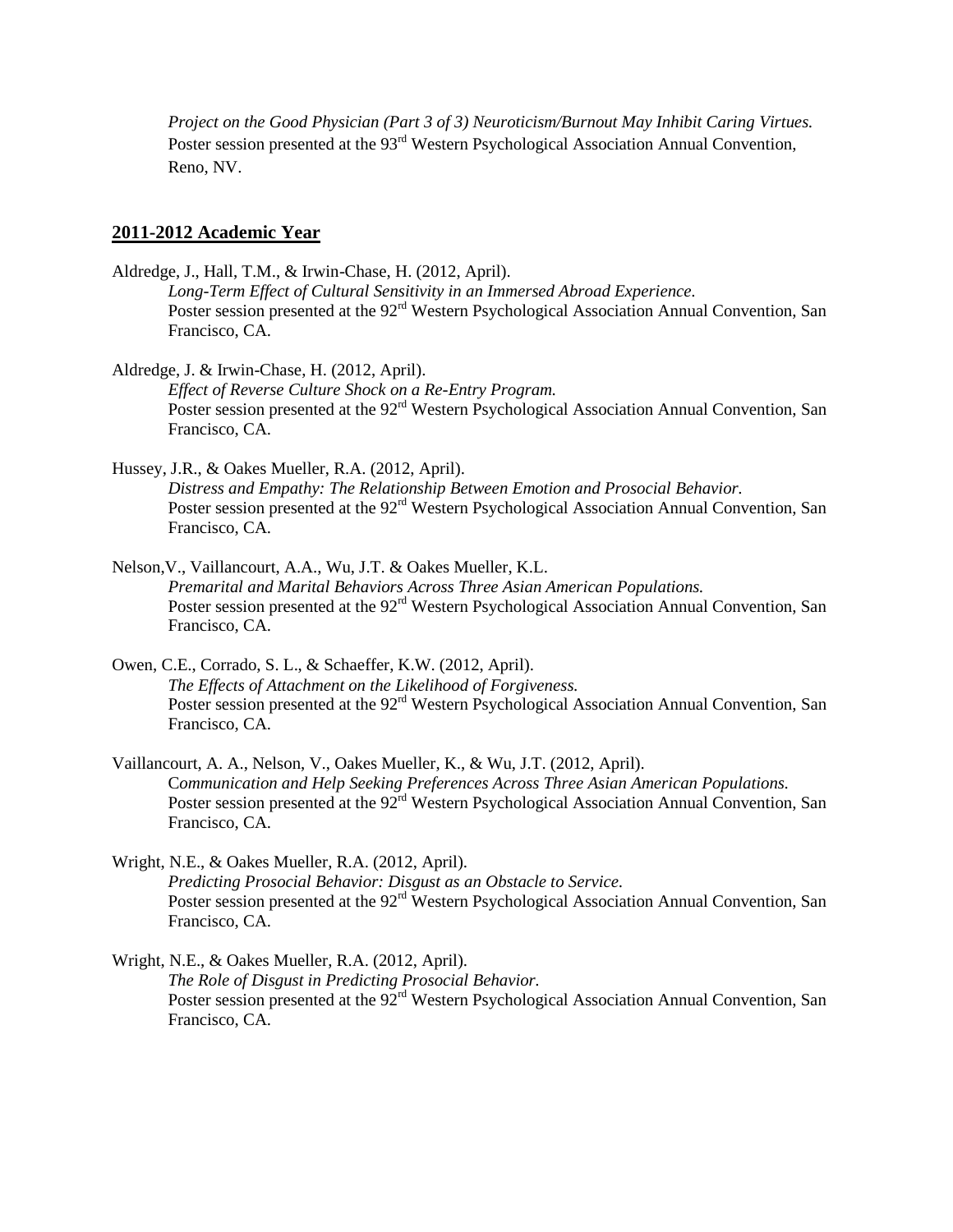*Project on the Good Physician (Part 3 of 3) Neuroticism/Burnout May Inhibit Caring Virtues.* Poster session presented at the 93rd Western Psychological Association Annual Convention, Reno, NV.

## 2011-2012 Academic Year

Aldredge, J., Hall, T.M., & Irwin-Chase, H. (2012, April).
*Long-Term Effect of Cultural Sensitivity in an Immersed Abroad Experience.*
Poster session presented at the 92rd Western Psychological Association Annual Convention, San Francisco, CA.

Aldredge, J. & Irwin-Chase, H. (2012, April).
*Effect of Reverse Culture Shock on a Re-Entry Program.*
Poster session presented at the 92rd Western Psychological Association Annual Convention, San Francisco, CA.

Hussey, J.R., & Oakes Mueller, R.A. (2012, April).
*Distress and Empathy: The Relationship Between Emotion and Prosocial Behavior.*
Poster session presented at the 92rd Western Psychological Association Annual Convention, San Francisco, CA.

Nelson,V., Vaillancourt, A.A., Wu, J.T. & Oakes Mueller, K.L.
*Premarital and Marital Behaviors Across Three Asian American Populations.*
Poster session presented at the 92rd Western Psychological Association Annual Convention, San Francisco, CA.

Owen, C.E., Corrado, S. L., & Schaeffer, K.W. (2012, April).
*The Effects of Attachment on the Likelihood of Forgiveness.*
Poster session presented at the 92rd Western Psychological Association Annual Convention, San Francisco, CA.

Vaillancourt, A. A., Nelson, V., Oakes Mueller, K., & Wu, J.T. (2012, April).
C*ommunication and Help Seeking Preferences Across Three Asian American Populations.*
Poster session presented at the 92rd Western Psychological Association Annual Convention, San Francisco, CA.

Wright, N.E., & Oakes Mueller, R.A. (2012, April).
*Predicting Prosocial Behavior: Disgust as an Obstacle to Service.*
Poster session presented at the 92rd Western Psychological Association Annual Convention, San Francisco, CA.

Wright, N.E., & Oakes Mueller, R.A. (2012, April).
*The Role of Disgust in Predicting Prosocial Behavior.*
Poster session presented at the 92rd Western Psychological Association Annual Convention, San Francisco, CA.